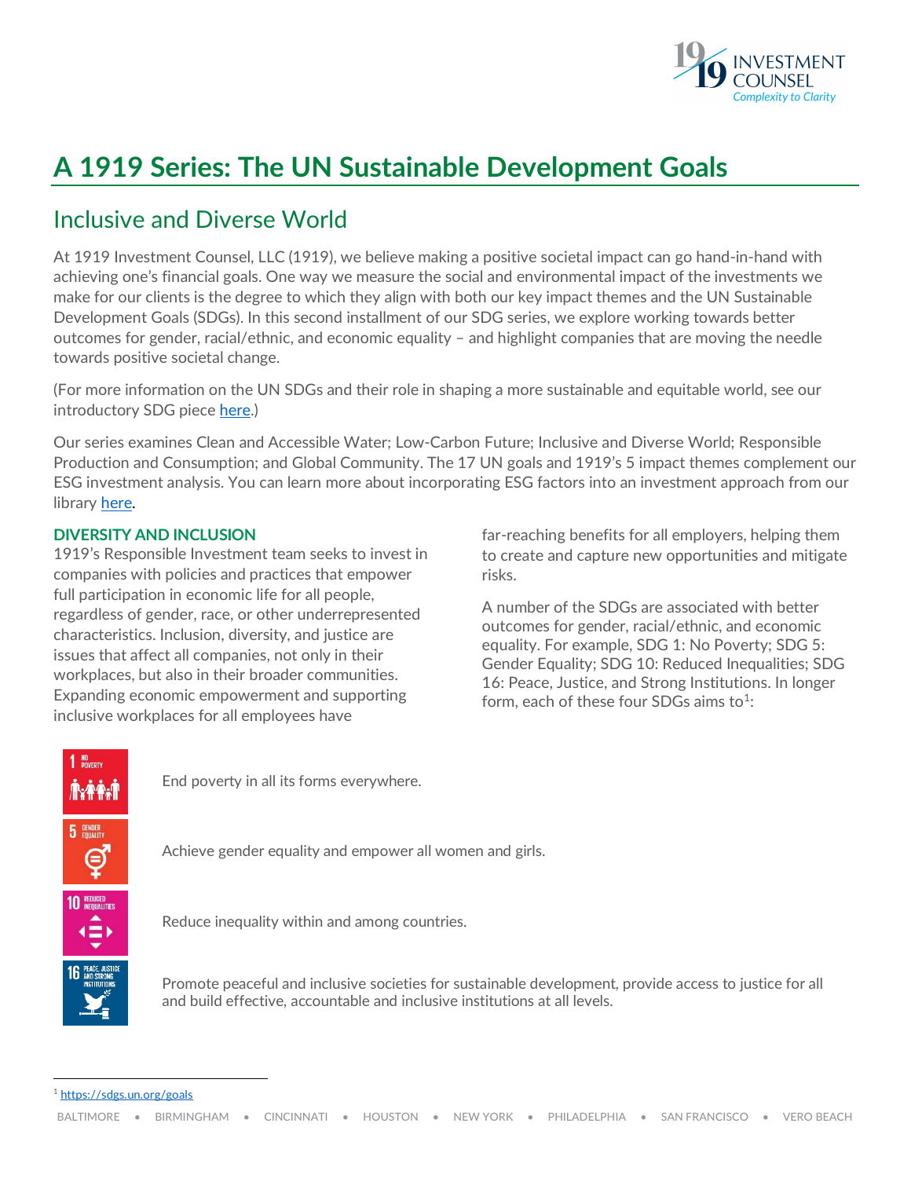# A 1919 Series: The UN Sustainable Development Goals

## Inclusive and Diverse World

At 1919 Investment Counsel, LLC (1919), we believe making a positive societal impact can go hand-in-hand with achieving one's financial goals. One way we measure the social and environmental impact of the investments we make for our clients is the degree to which they align with both our key impact themes and the UN Sustainable Development Goals (SDGs). In this second installment of our SDG series, we explore working towards better outcomes for gender, racial/ethnic, and economic equality – and highlight companies that are moving the needle towards positive societal change.

(For more information on the UN SDGs and their role in shaping a more sustainable and equitable world, see our introductory SDG piece [here](#).)

Our series examines Clean and Accessible Water; Low-Carbon Future; Inclusive and Diverse World; Responsible Production and Consumption; and Global Community. The 17 UN goals and 1919's 5 impact themes complement our ESG investment analysis. You can learn more about incorporating ESG factors into an investment approach from our library [here](#).

### DIVERSITY AND INCLUSION

1919's Responsible Investment team seeks to invest in companies with policies and practices that empower full participation in economic life for all people, regardless of gender, race, or other underrepresented characteristics. Inclusion, diversity, and justice are issues that affect all companies, not only in their workplaces, but also in their broader communities. Expanding economic empowerment and supporting inclusive workplaces for all employees have far-reaching benefits for all employers, helping them to create and capture new opportunities and mitigate risks.

A number of the SDGs are associated with better outcomes for gender, racial/ethnic, and economic equality. For example, SDG 1: No Poverty; SDG 5: Gender Equality; SDG 10: Reduced Inequalities; SDG 16: Peace, Justice, and Strong Institutions. In longer form, each of these four SDGs aims to[1]:

1 NO POVERTY — End poverty in all its forms everywhere.

5 GENDER EQUALITY — Achieve gender equality and empower all women and girls.

10 REDUCED INEQUALITIES — Reduce inequality within and among countries.

16 PEACE, JUSTICE AND STRONG INSTITUTIONS — Promote peaceful and inclusive societies for sustainable development, provide access to justice for all and build effective, accountable and inclusive institutions at all levels.

[1] https://sdgs.un.org/goals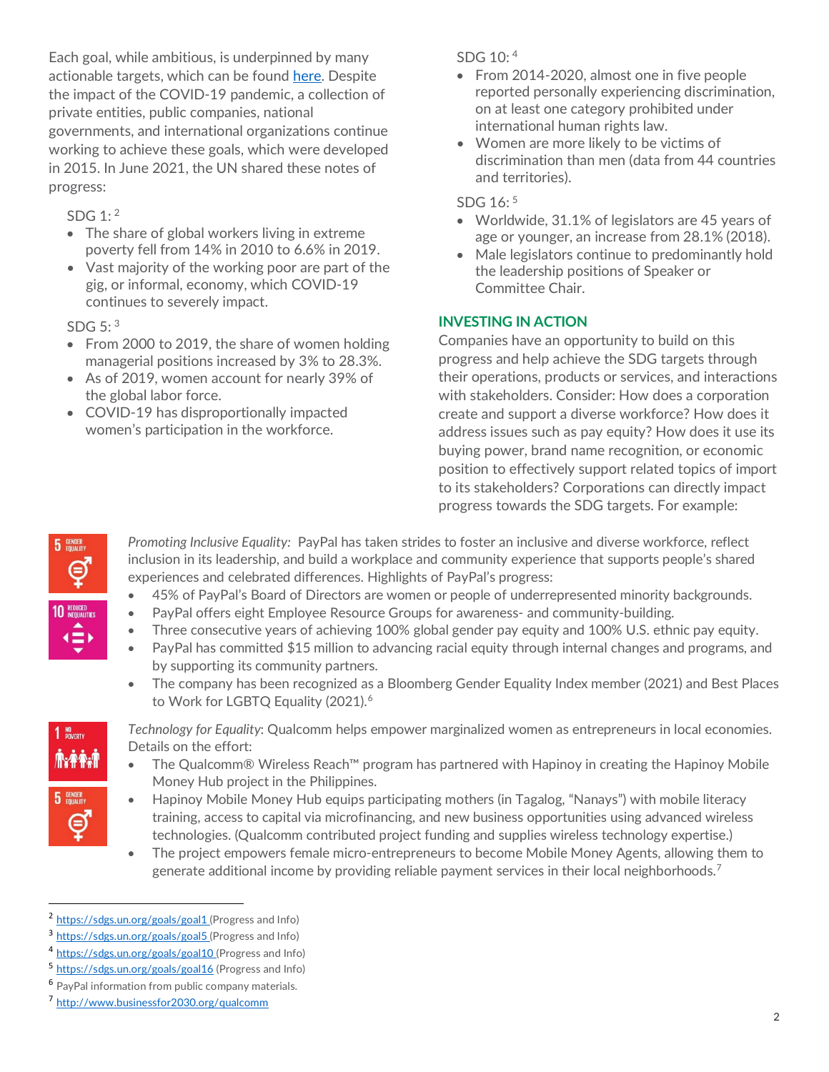Each goal, while ambitious, is underpinned by many actionable targets, which can be found here. Despite the impact of the COVID-19 pandemic, a collection of private entities, public companies, national governments, and international organizations continue working to achieve these goals, which were developed in 2015. In June 2021, the UN shared these notes of progress:

SDG 1: [2]

- The share of global workers living in extreme poverty fell from 14% in 2010 to 6.6% in 2019.
- Vast majority of the working poor are part of the gig, or informal, economy, which COVID-19 continues to severely impact.

SDG 5: [3]

- From 2000 to 2019, the share of women holding managerial positions increased by 3% to 28.3%.
- As of 2019, women account for nearly 39% of the global labor force.
- COVID-19 has disproportionally impacted women's participation in the workforce.

SDG 10: [4]

- From 2014-2020, almost one in five people reported personally experiencing discrimination, on at least one category prohibited under international human rights law.
- Women are more likely to be victims of discrimination than men (data from 44 countries and territories).

SDG 16: [5]

- Worldwide, 31.1% of legislators are 45 years of age or younger, an increase from 28.1% (2018).
- Male legislators continue to predominantly hold the leadership positions of Speaker or Committee Chair.

## INVESTING IN ACTION

Companies have an opportunity to build on this progress and help achieve the SDG targets through their operations, products or services, and interactions with stakeholders. Consider: How does a corporation create and support a diverse workforce? How does it address issues such as pay equity? How does it use its buying power, brand name recognition, or economic position to effectively support related topics of import to its stakeholders? Corporations can directly impact progress towards the SDG targets. For example:

*Promoting Inclusive Equality:* PayPal has taken strides to foster an inclusive and diverse workforce, reflect inclusion in its leadership, and build a workplace and community experience that supports people's shared experiences and celebrated differences. Highlights of PayPal's progress:

- 45% of PayPal's Board of Directors are women or people of underrepresented minority backgrounds.
- PayPal offers eight Employee Resource Groups for awareness- and community-building.
- Three consecutive years of achieving 100% global gender pay equity and 100% U.S. ethnic pay equity.
- PayPal has committed $15 million to advancing racial equity through internal changes and programs, and by supporting its community partners.
- The company has been recognized as a Bloomberg Gender Equality Index member (2021) and Best Places to Work for LGBTQ Equality (2021).[6]

*Technology for Equality*: Qualcomm helps empower marginalized women as entrepreneurs in local economies. Details on the effort:

- The Qualcomm® Wireless Reach™ program has partnered with Hapinoy in creating the Hapinoy Mobile Money Hub project in the Philippines.
- Hapinoy Mobile Money Hub equips participating mothers (in Tagalog, "Nanays") with mobile literacy training, access to capital via microfinancing, and new business opportunities using advanced wireless technologies. (Qualcomm contributed project funding and supplies wireless technology expertise.)
- The project empowers female micro-entrepreneurs to become Mobile Money Agents, allowing them to generate additional income by providing reliable payment services in their local neighborhoods.[7]

---

[2] https://sdgs.un.org/goals/goal1 (Progress and Info)
[3] https://sdgs.un.org/goals/goal5 (Progress and Info)
[4] https://sdgs.un.org/goals/goal10 (Progress and Info)
[5] https://sdgs.un.org/goals/goal16 (Progress and Info)
[6] PayPal information from public company materials.
[7] http://www.businessfor2030.org/qualcomm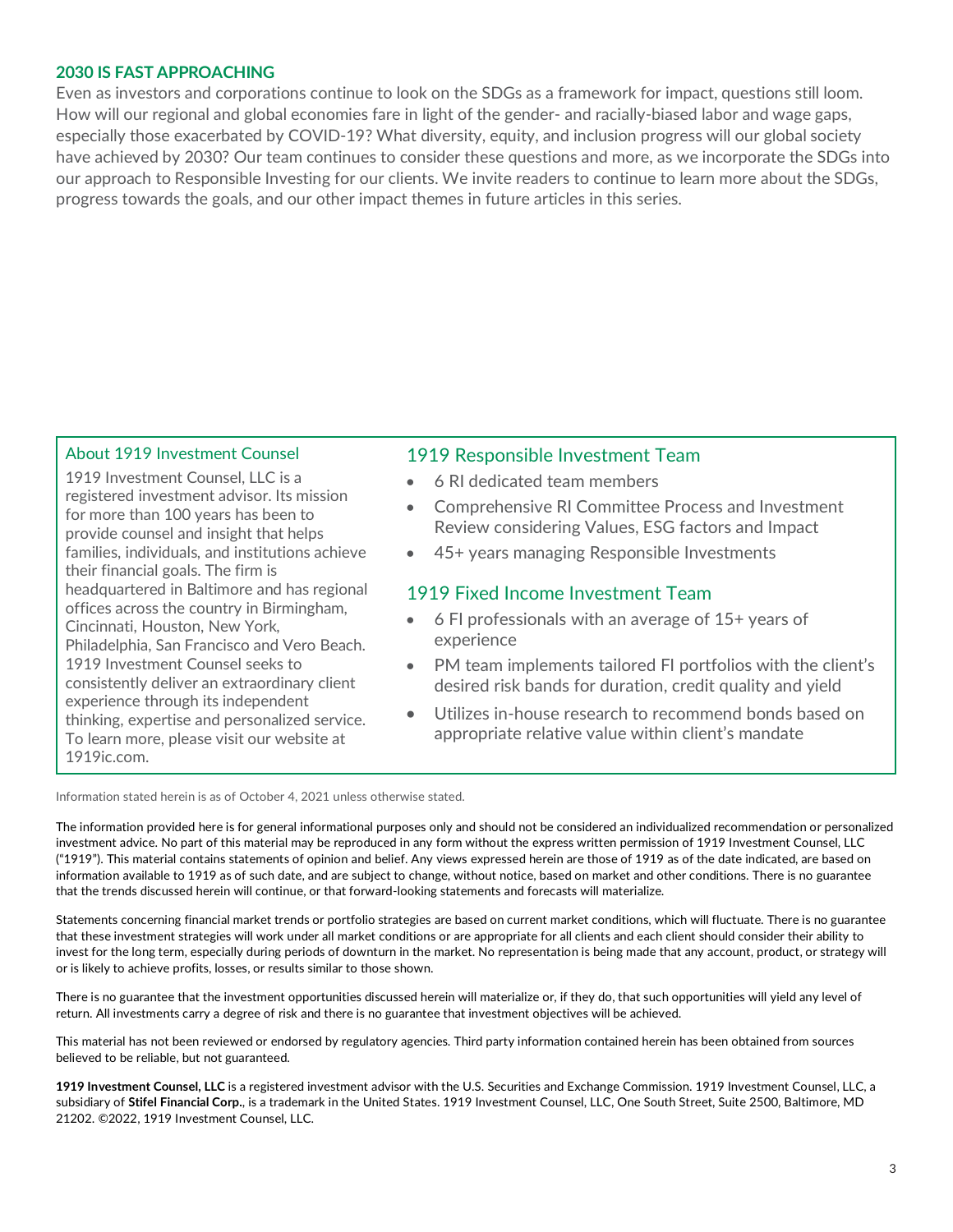## 2030 IS FAST APPROACHING

Even as investors and corporations continue to look on the SDGs as a framework for impact, questions still loom. How will our regional and global economies fare in light of the gender- and racially-biased labor and wage gaps, especially those exacerbated by COVID-19? What diversity, equity, and inclusion progress will our global society have achieved by 2030? Our team continues to consider these questions and more, as we incorporate the SDGs into our approach to Responsible Investing for our clients. We invite readers to continue to learn more about the SDGs, progress towards the goals, and our other impact themes in future articles in this series.

### About 1919 Investment Counsel

1919 Investment Counsel, LLC is a registered investment advisor. Its mission for more than 100 years has been to provide counsel and insight that helps families, individuals, and institutions achieve their financial goals. The firm is headquartered in Baltimore and has regional offices across the country in Birmingham, Cincinnati, Houston, New York, Philadelphia, San Francisco and Vero Beach. 1919 Investment Counsel seeks to consistently deliver an extraordinary client experience through its independent thinking, expertise and personalized service. To learn more, please visit our website at 1919ic.com.

### 1919 Responsible Investment Team

- 6 RI dedicated team members
- Comprehensive RI Committee Process and Investment Review considering Values, ESG factors and Impact
- 45+ years managing Responsible Investments

### 1919 Fixed Income Investment Team

- 6 FI professionals with an average of 15+ years of experience
- PM team implements tailored FI portfolios with the client's desired risk bands for duration, credit quality and yield
- Utilizes in-house research to recommend bonds based on appropriate relative value within client's mandate

Information stated herein is as of October 4, 2021 unless otherwise stated.

The information provided here is for general informational purposes only and should not be considered an individualized recommendation or personalized investment advice. No part of this material may be reproduced in any form without the express written permission of 1919 Investment Counsel, LLC ("1919"). This material contains statements of opinion and belief. Any views expressed herein are those of 1919 as of the date indicated, are based on information available to 1919 as of such date, and are subject to change, without notice, based on market and other conditions. There is no guarantee that the trends discussed herein will continue, or that forward-looking statements and forecasts will materialize.

Statements concerning financial market trends or portfolio strategies are based on current market conditions, which will fluctuate. There is no guarantee that these investment strategies will work under all market conditions or are appropriate for all clients and each client should consider their ability to invest for the long term, especially during periods of downturn in the market. No representation is being made that any account, product, or strategy will or is likely to achieve profits, losses, or results similar to those shown.

There is no guarantee that the investment opportunities discussed herein will materialize or, if they do, that such opportunities will yield any level of return. All investments carry a degree of risk and there is no guarantee that investment objectives will be achieved.

This material has not been reviewed or endorsed by regulatory agencies. Third party information contained herein has been obtained from sources believed to be reliable, but not guaranteed.

**1919 Investment Counsel, LLC** is a registered investment advisor with the U.S. Securities and Exchange Commission. 1919 Investment Counsel, LLC, a subsidiary of **Stifel Financial Corp.**, is a trademark in the United States. 1919 Investment Counsel, LLC, One South Street, Suite 2500, Baltimore, MD 21202. ©2022, 1919 Investment Counsel, LLC.